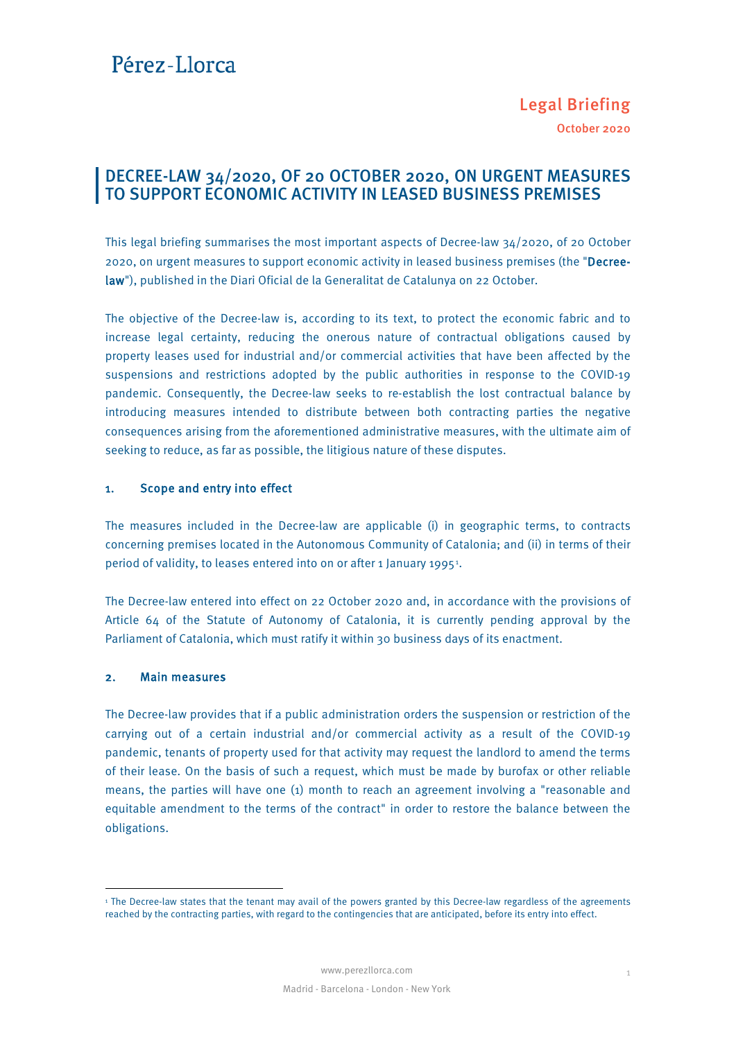Pérez-Llorca

Legal Briefing

October 2020

# DECREE-LAW 34/2020, OF 20 OCTOBER 2020, ON URGENT MEASURES TO SUPPORT ECONOMIC ACTIVITY IN LEASED BUSINESS PREMISES

This legal briefing summarises the most important aspects of Decree-law 34/2020, of 20 October 2020, on urgent measures to support economic activity in leased business premises (the "**Decree-law**"), published in the Diari Oficial de la Generalitat de Catalunya on 22 October.

The objective of the Decree-law is, according to its text, to protect the economic fabric and to increase legal certainty, reducing the onerous nature of contractual obligations caused by property leases used for industrial and/or commercial activities that have been affected by the suspensions and restrictions adopted by the public authorities in response to the COVID-19 pandemic. Consequently, the Decree-law seeks to re-establish the lost contractual balance by introducing measures intended to distribute between both contracting parties the negative consequences arising from the aforementioned administrative measures, with the ultimate aim of seeking to reduce, as far as possible, the litigious nature of these disputes.

## 1. Scope and entry into effect

The measures included in the Decree-law are applicable (i) in geographic terms, to contracts concerning premises located in the Autonomous Community of Catalonia; and (ii) in terms of their period of validity, to leases entered into on or after 1 January 1995[1].

The Decree-law entered into effect on 22 October 2020 and, in accordance with the provisions of Article 64 of the Statute of Autonomy of Catalonia, it is currently pending approval by the Parliament of Catalonia, which must ratify it within 30 business days of its enactment.

## 2. Main measures

The Decree-law provides that if a public administration orders the suspension or restriction of the carrying out of a certain industrial and/or commercial activity as a result of the COVID-19 pandemic, tenants of property used for that activity may request the landlord to amend the terms of their lease. On the basis of such a request, which must be made by burofax or other reliable means, the parties will have one (1) month to reach an agreement involving a "reasonable and equitable amendment to the terms of the contract" in order to restore the balance between the obligations.

[1] The Decree-law states that the tenant may avail of the powers granted by this Decree-law regardless of the agreements reached by the contracting parties, with regard to the contingencies that are anticipated, before its entry into effect.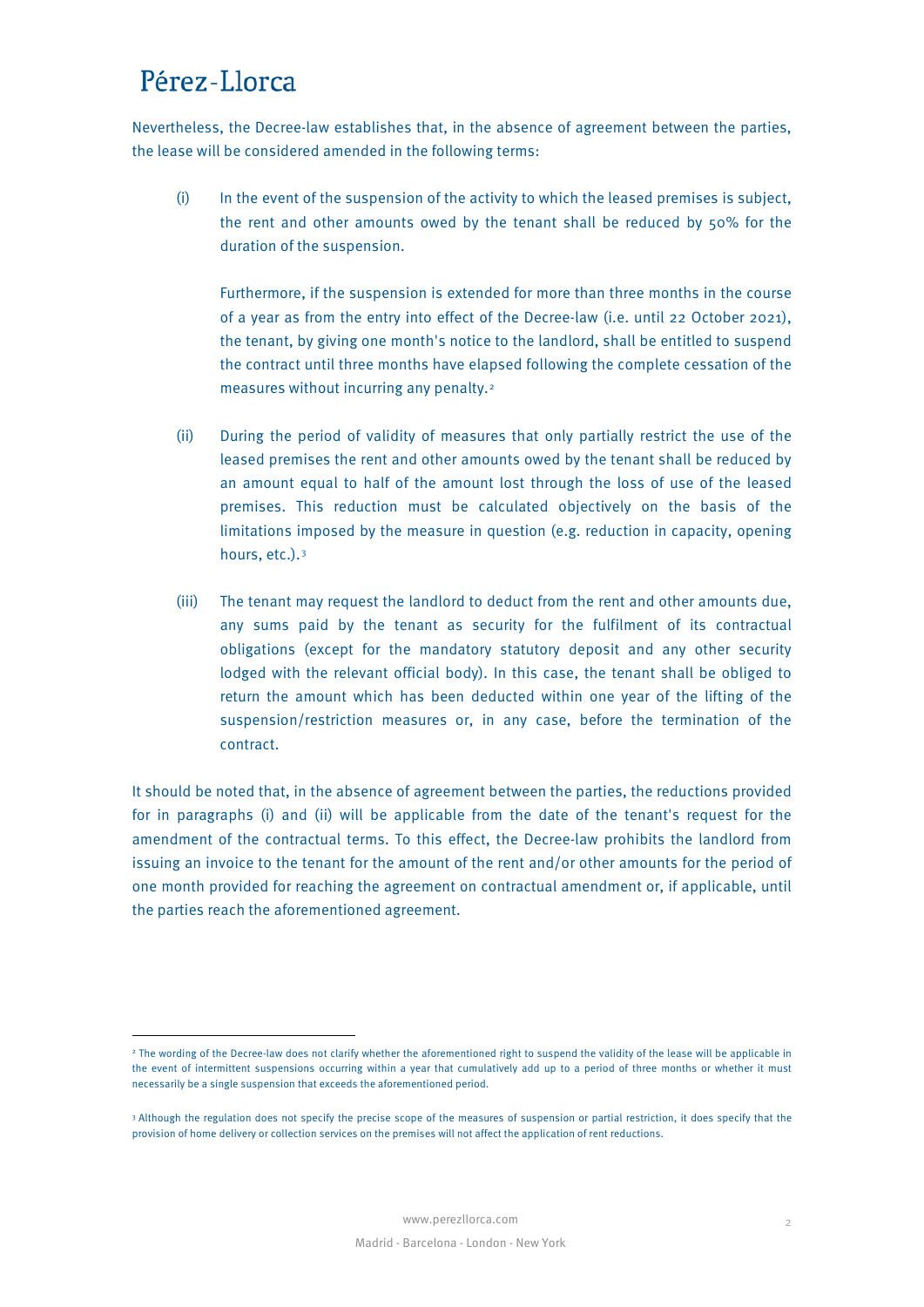Nevertheless, the Decree-law establishes that, in the absence of agreement between the parties, the lease will be considered amended in the following terms:

(i) In the event of the suspension of the activity to which the leased premises is subject, the rent and other amounts owed by the tenant shall be reduced by 50% for the duration of the suspension.

Furthermore, if the suspension is extended for more than three months in the course of a year as from the entry into effect of the Decree-law (i.e. until 22 October 2021), the tenant, by giving one month's notice to the landlord, shall be entitled to suspend the contract until three months have elapsed following the complete cessation of the measures without incurring any penalty.[2]

(ii) During the period of validity of measures that only partially restrict the use of the leased premises the rent and other amounts owed by the tenant shall be reduced by an amount equal to half of the amount lost through the loss of use of the leased premises. This reduction must be calculated objectively on the basis of the limitations imposed by the measure in question (e.g. reduction in capacity, opening hours, etc.).[3]

(iii) The tenant may request the landlord to deduct from the rent and other amounts due, any sums paid by the tenant as security for the fulfilment of its contractual obligations (except for the mandatory statutory deposit and any other security lodged with the relevant official body). In this case, the tenant shall be obliged to return the amount which has been deducted within one year of the lifting of the suspension/restriction measures or, in any case, before the termination of the contract.

It should be noted that, in the absence of agreement between the parties, the reductions provided for in paragraphs (i) and (ii) will be applicable from the date of the tenant's request for the amendment of the contractual terms. To this effect, the Decree-law prohibits the landlord from issuing an invoice to the tenant for the amount of the rent and/or other amounts for the period of one month provided for reaching the agreement on contractual amendment or, if applicable, until the parties reach the aforementioned agreement.

---

[2] The wording of the Decree-law does not clarify whether the aforementioned right to suspend the validity of the lease will be applicable in the event of intermittent suspensions occurring within a year that cumulatively add up to a period of three months or whether it must necessarily be a single suspension that exceeds the aforementioned period.

[3] Although the regulation does not specify the precise scope of the measures of suspension or partial restriction, it does specify that the provision of home delivery or collection services on the premises will not affect the application of rent reductions.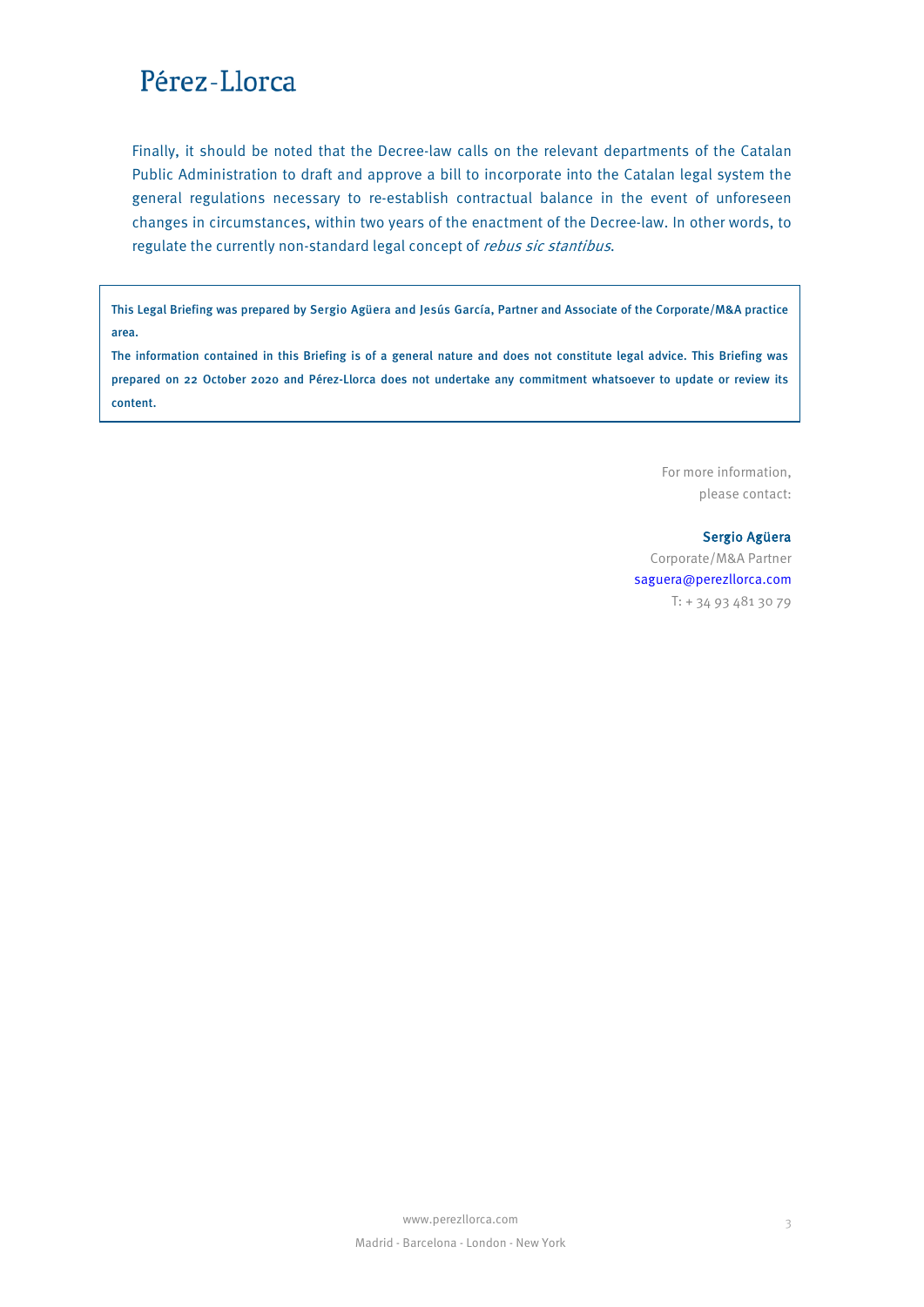Finally, it should be noted that the Decree-law calls on the relevant departments of the Catalan Public Administration to draft and approve a bill to incorporate into the Catalan legal system the general regulations necessary to re-establish contractual balance in the event of unforeseen changes in circumstances, within two years of the enactment of the Decree-law. In other words, to regulate the currently non-standard legal concept of *rebus sic stantibus*.

**This Legal Briefing was prepared by Sergio Agüera and Jesús García, Partner and Associate of the Corporate/M&A practice area.**

**The information contained in this Briefing is of a general nature and does not constitute legal advice. This Briefing was prepared on 22 October 2020 and Pérez-Llorca does not undertake any commitment whatsoever to update or review its content.**

For more information,
please contact:

**Sergio Agüera**
Corporate/M&A Partner
saguera@perezllorca.com
T: + 34 93 481 30 79